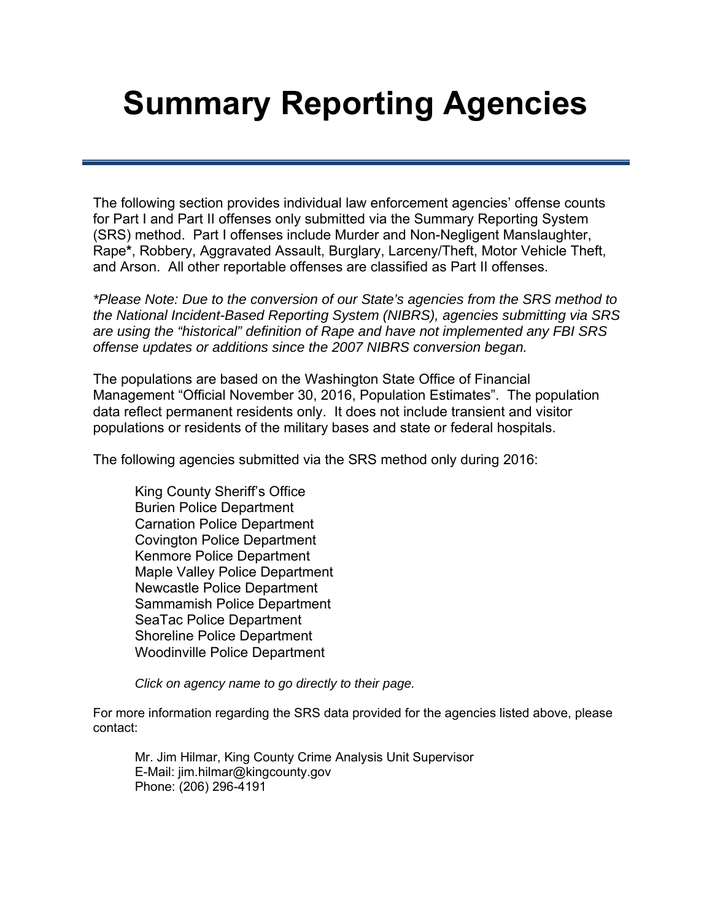# Summary Reporting Agencies

The following section provides individual law enforcement agencies' offense counts for Part I and Part II offenses only submitted via the Summary Reporting System (SRS) method. Part I offenses include Murder and Non-Negligent Manslaughter, Rape**\***, Robbery, Aggravated Assault, Burglary, Larceny/Theft, Motor Vehicle Theft, and Arson. All other reportable offenses are classified as Part II offenses.

*\*Please Note: Due to the conversion of our State's agencies from the SRS method to the National Incident-Based Reporting System (NIBRS), agencies submitting via SRS are using the "historical" definition of Rape and have not implemented any FBI SRS offense updates or additions since the 2007 NIBRS conversion began.*

The populations are based on the Washington State Office of Financial Management "Official November 30, 2016, Population Estimates". The population data reflect permanent residents only. It does not include transient and visitor populations or residents of the military bases and state or federal hospitals.

The following agencies submitted via the SRS method only during 2016:

- King County Sheriff's Office
- Burien Police Department
- Carnation Police Department
- Covington Police Department
- Kenmore Police Department
- Maple Valley Police Department
- Newcastle Police Department
- Sammamish Police Department
- SeaTac Police Department
- Shoreline Police Department
- Woodinville Police Department

*Click on agency name to go directly to their page.*

For more information regarding the SRS data provided for the agencies listed above, please contact:

Mr. Jim Hilmar, King County Crime Analysis Unit Supervisor
E-Mail: jim.hilmar@kingcounty.gov
Phone: (206) 296-4191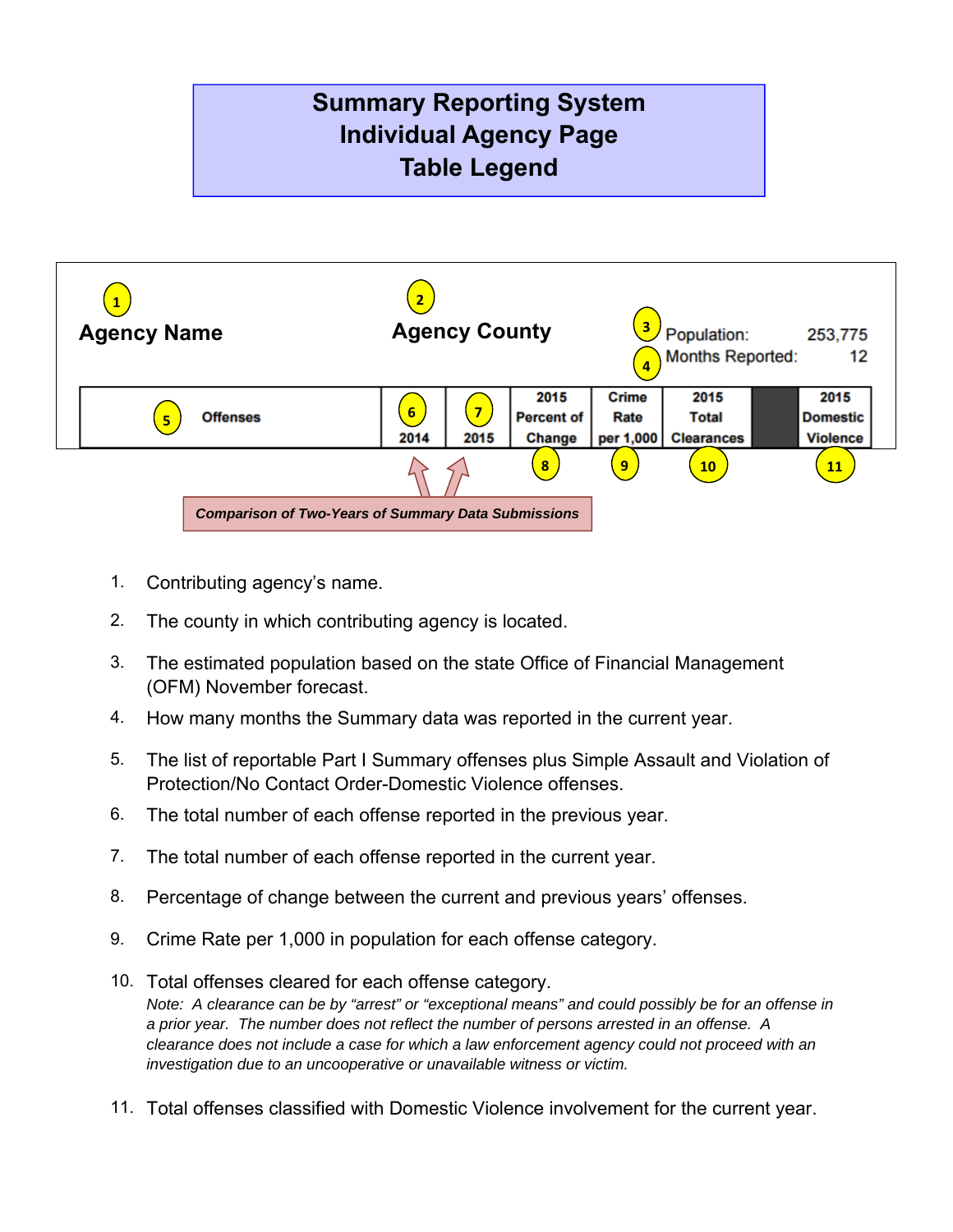# Summary Reporting System
# Individual Agency Page
# Table Legend

(1) **Agency Name** (2) **Agency County** (3) Population: 253,775 (4) Months Reported: 12

| (5) Offenses | (6) 2014 | (7) 2015 | 2015 Percent of Change (8) | Crime Rate per 1,000 (9) | 2015 Total Clearances (10) | | 2015 Domestic Violence (11) |
|---|---|---|---|---|---|---|---|

*Comparison of Two-Years of Summary Data Submissions*

1. Contributing agency's name.
2. The county in which contributing agency is located.
3. The estimated population based on the state Office of Financial Management (OFM) November forecast.
4. How many months the Summary data was reported in the current year.
5. The list of reportable Part I Summary offenses plus Simple Assault and Violation of Protection/No Contact Order-Domestic Violence offenses.
6. The total number of each offense reported in the previous year.
7. The total number of each offense reported in the current year.
8. Percentage of change between the current and previous years' offenses.
9. Crime Rate per 1,000 in population for each offense category.
10. Total offenses cleared for each offense category.
    *Note: A clearance can be by "arrest" or "exceptional means" and could possibly be for an offense in a prior year. The number does not reflect the number of persons arrested in an offense. A clearance does not include a case for which a law enforcement agency could not proceed with an investigation due to an uncooperative or unavailable witness or victim.*
11. Total offenses classified with Domestic Violence involvement for the current year.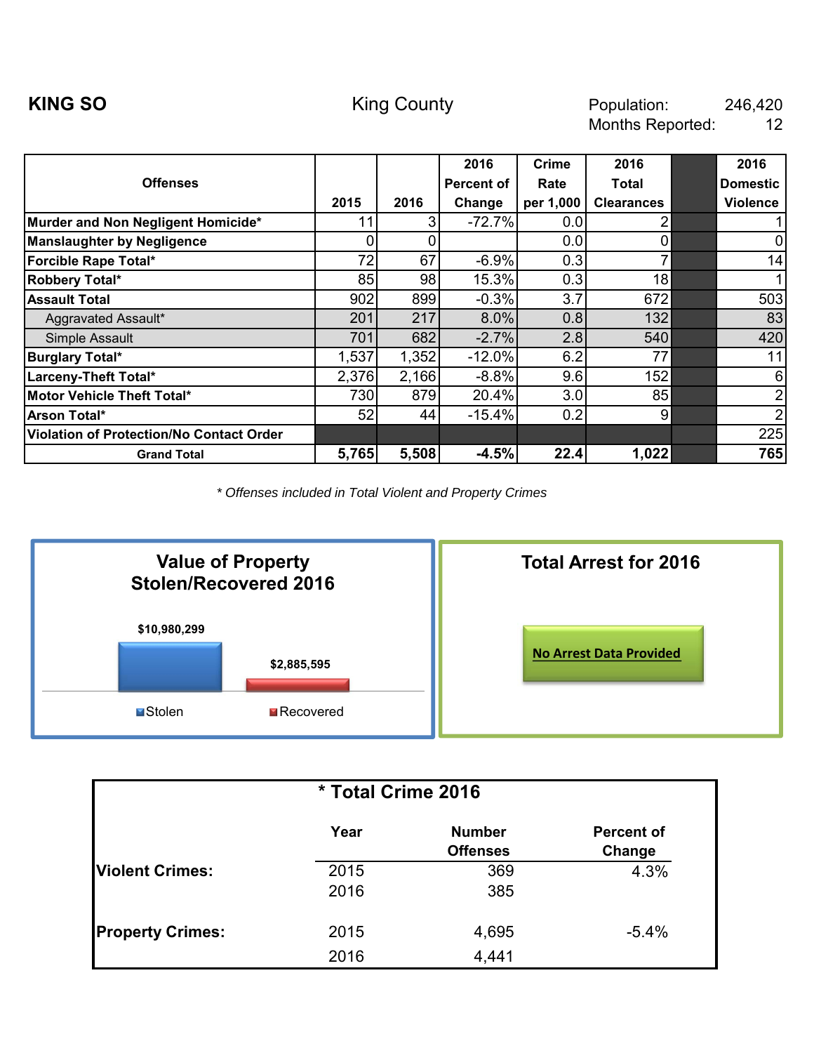**KING SO** King County Population: 246,420
Months Reported: 12

| Offenses | 2015 | 2016 | 2016 Percent of Change | Crime Rate per 1,000 | 2016 Total Clearances | | 2016 Domestic Violence |
|---|---|---|---|---|---|---|---|
| **Murder and Non Negligent Homicide*** | 11 | 3 | -72.7% | 0.0 | 2 | | 1 |
| **Manslaughter by Negligence** | 0 | 0 | | 0.0 | 0 | | 0 |
| **Forcible Rape Total*** | 72 | 67 | -6.9% | 0.3 | 7 | | 14 |
| **Robbery Total*** | 85 | 98 | 15.3% | 0.3 | 18 | | 1 |
| **Assault Total** | 902 | 899 | -0.3% | 3.7 | 672 | | 503 |
| Aggravated Assault* | 201 | 217 | 8.0% | 0.8 | 132 | | 83 |
| Simple Assault | 701 | 682 | -2.7% | 2.8 | 540 | | 420 |
| **Burglary Total*** | 1,537 | 1,352 | -12.0% | 6.2 | 77 | | 11 |
| **Larceny-Theft Total*** | 2,376 | 2,166 | -8.8% | 9.6 | 152 | | 6 |
| **Motor Vehicle Theft Total*** | 730 | 879 | 20.4% | 3.0 | 85 | | 2 |
| **Arson Total*** | 52 | 44 | -15.4% | 0.2 | 9 | | 2 |
| **Violation of Protection/No Contact Order** | | | | | | | 225 |
| **Grand Total** | **5,765** | **5,508** | **-4.5%** | **22.4** | **1,022** | | **765** |

*\* Offenses included in Total Violent and Property Crimes*

## Value of Property Stolen/Recovered 2016

| Stolen | Recovered |
|---|---|
| $10,980,299 | $2,885,595 |

## Total Arrest for 2016

No Arrest Data Provided

## * Total Crime 2016

| | Year | Number Offenses | Percent of Change |
|---|---|---|---|
| **Violent Crimes:** | 2015 | 369 | 4.3% |
| | 2016 | 385 | |
| **Property Crimes:** | 2015 | 4,695 | -5.4% |
| | 2016 | 4,441 | |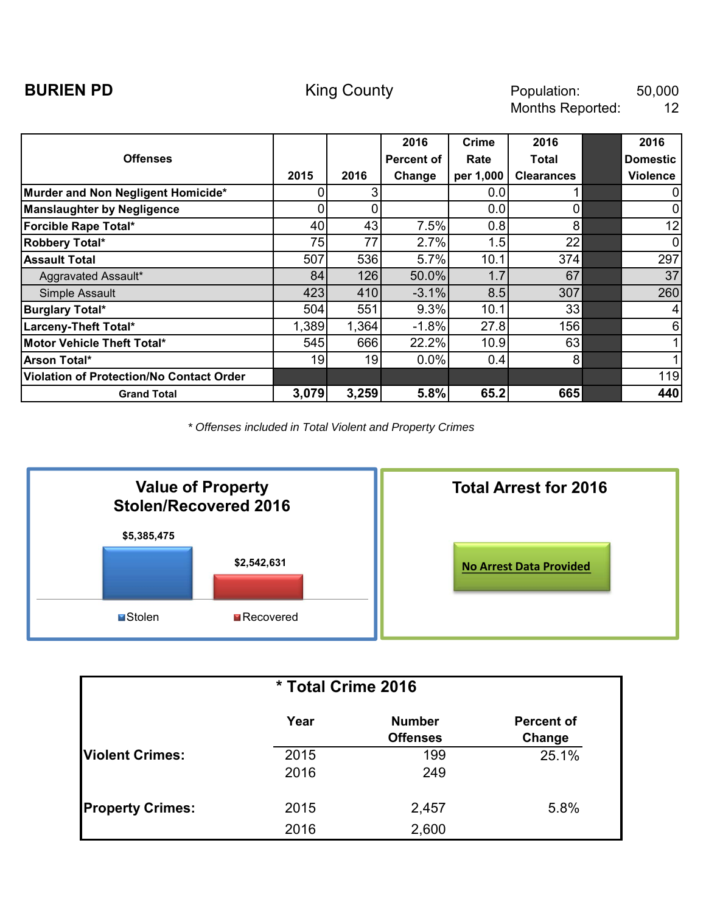**BURIEN PD** King County Population: 50,000
Months Reported: 12

| Offenses | 2015 | 2016 | 2016 Percent of Change | Crime Rate per 1,000 | 2016 Total Clearances | | 2016 Domestic Violence |
|---|---|---|---|---|---|---|---|
| **Murder and Non Negligent Homicide*** | 0 | 3 | | 0.0 | 1 | | 0 |
| **Manslaughter by Negligence** | 0 | 0 | | 0.0 | 0 | | 0 |
| **Forcible Rape Total*** | 40 | 43 | 7.5% | 0.8 | 8 | | 12 |
| **Robbery Total*** | 75 | 77 | 2.7% | 1.5 | 22 | | 0 |
| **Assault Total** | 507 | 536 | 5.7% | 10.1 | 374 | | 297 |
| Aggravated Assault* | 84 | 126 | 50.0% | 1.7 | 67 | | 37 |
| Simple Assault | 423 | 410 | -3.1% | 8.5 | 307 | | 260 |
| **Burglary Total*** | 504 | 551 | 9.3% | 10.1 | 33 | | 4 |
| **Larceny-Theft Total*** | 1,389 | 1,364 | -1.8% | 27.8 | 156 | | 6 |
| **Motor Vehicle Theft Total*** | 545 | 666 | 22.2% | 10.9 | 63 | | 1 |
| **Arson Total*** | 19 | 19 | 0.0% | 0.4 | 8 | | 1 |
| **Violation of Protection/No Contact Order** | | | | | | | 119 |
| **Grand Total** | **3,079** | **3,259** | **5.8%** | **65.2** | **665** | | **440** |

*\* Offenses included in Total Violent and Property Crimes*

**Value of Property Stolen/Recovered 2016**

| Stolen | Recovered |
|---|---|
| $5,385,475 | $2,542,631 |

**Total Arrest for 2016**

No Arrest Data Provided

**\* Total Crime 2016**

| | Year | Number Offenses | Percent of Change |
|---|---|---|---|
| **Violent Crimes:** | 2015 | 199 | 25.1% |
| | 2016 | 249 | |
| **Property Crimes:** | 2015 | 2,457 | 5.8% |
| | 2016 | 2,600 | |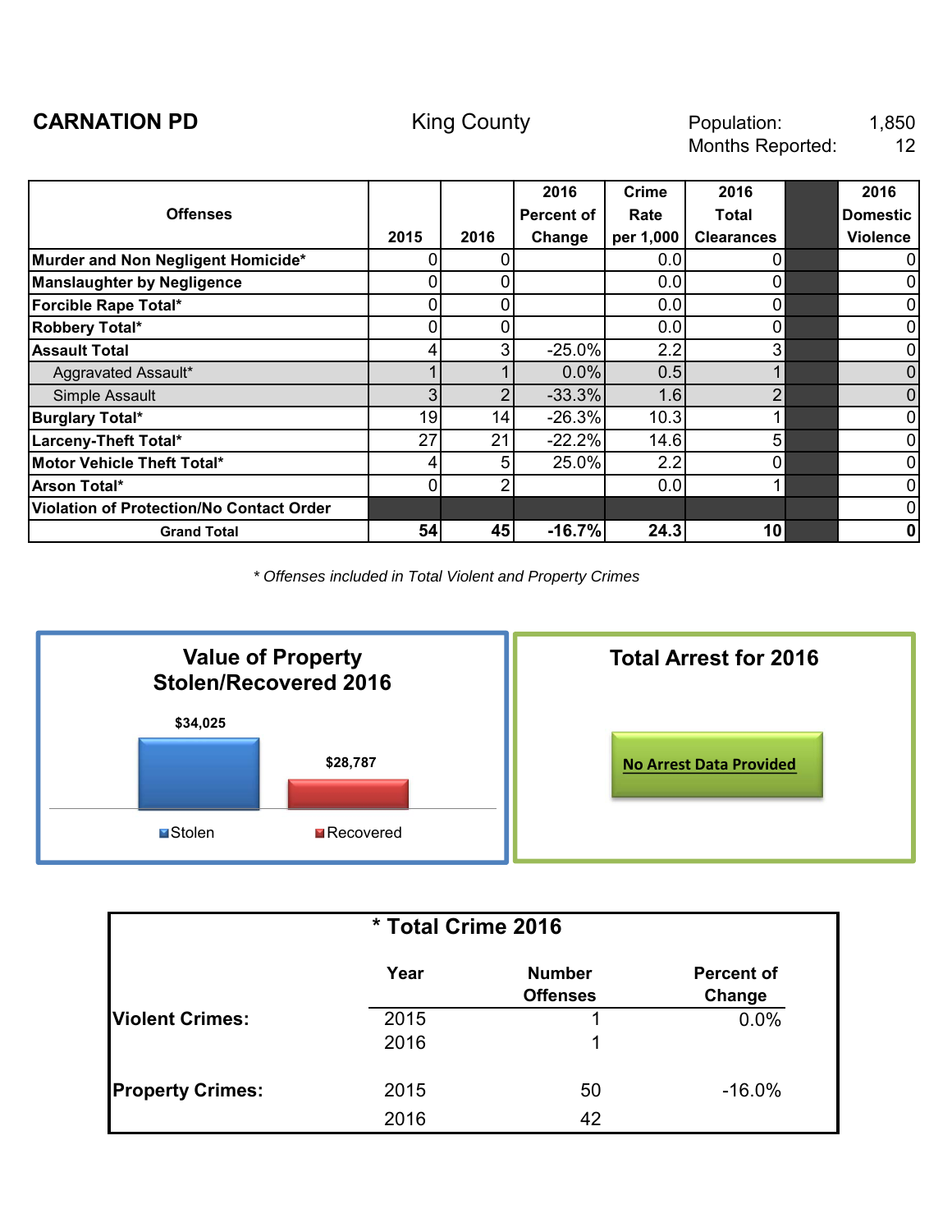**CARNATION PD** King County

Population: 1,850
Months Reported: 12

| Offenses | 2015 | 2016 | 2016 Percent of Change | Crime Rate per 1,000 | 2016 Total Clearances | | 2016 Domestic Violence |
|---|---|---|---|---|---|---|---|
| **Murder and Non Negligent Homicide*** | 0 | 0 | | 0.0 | 0 | | 0 |
| **Manslaughter by Negligence** | 0 | 0 | | 0.0 | 0 | | 0 |
| **Forcible Rape Total*** | 0 | 0 | | 0.0 | 0 | | 0 |
| **Robbery Total*** | 0 | 0 | | 0.0 | 0 | | 0 |
| **Assault Total** | 4 | 3 | -25.0% | 2.2 | 3 | | 0 |
| Aggravated Assault* | 1 | 1 | 0.0% | 0.5 | 1 | | 0 |
| Simple Assault | 3 | 2 | -33.3% | 1.6 | 2 | | 0 |
| **Burglary Total*** | 19 | 14 | -26.3% | 10.3 | 1 | | 0 |
| **Larceny-Theft Total*** | 27 | 21 | -22.2% | 14.6 | 5 | | 0 |
| **Motor Vehicle Theft Total*** | 4 | 5 | 25.0% | 2.2 | 0 | | 0 |
| **Arson Total*** | 0 | 2 | | 0.0 | 1 | | 0 |
| **Violation of Protection/No Contact Order** | | | | | | | 0 |
| **Grand Total** | **54** | **45** | **-16.7%** | **24.3** | **10** | | **0** |

*\* Offenses included in Total Violent and Property Crimes*

**Value of Property Stolen/Recovered 2016**

| Stolen | Recovered |
|---|---|
| $34,025 | $28,787 |

**Total Arrest for 2016**

No Arrest Data Provided

**\* Total Crime 2016**

| | Year | Number Offenses | Percent of Change |
|---|---|---|---|
| **Violent Crimes:** | 2015 | 1 | 0.0% |
| | 2016 | 1 | |
| **Property Crimes:** | 2015 | 50 | -16.0% |
| | 2016 | 42 | |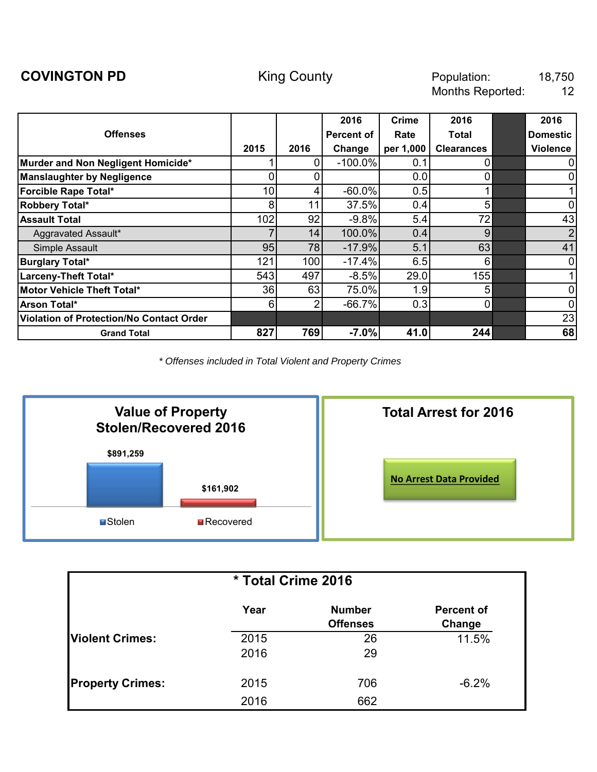**COVINGTON PD** | King County | Population: 18,750 | Months Reported: 12

| Offenses | 2015 | 2016 | 2016 Percent of Change | Crime Rate per 1,000 | 2016 Total Clearances | | 2016 Domestic Violence |
|---|---|---|---|---|---|---|---|
| **Murder and Non Negligent Homicide*** | 1 | 0 | -100.0% | 0.1 | 0 | | 0 |
| **Manslaughter by Negligence** | 0 | 0 | | 0.0 | 0 | | 0 |
| **Forcible Rape Total*** | 10 | 4 | -60.0% | 0.5 | 1 | | 1 |
| **Robbery Total*** | 8 | 11 | 37.5% | 0.4 | 5 | | 0 |
| **Assault Total** | 102 | 92 | -9.8% | 5.4 | 72 | | 43 |
| Aggravated Assault* | 7 | 14 | 100.0% | 0.4 | 9 | | 2 |
| Simple Assault | 95 | 78 | -17.9% | 5.1 | 63 | | 41 |
| **Burglary Total*** | 121 | 100 | -17.4% | 6.5 | 6 | | 0 |
| **Larceny-Theft Total*** | 543 | 497 | -8.5% | 29.0 | 155 | | 1 |
| **Motor Vehicle Theft Total*** | 36 | 63 | 75.0% | 1.9 | 5 | | 0 |
| **Arson Total*** | 6 | 2 | -66.7% | 0.3 | 0 | | 0 |
| **Violation of Protection/No Contact Order** | | | | | | | 23 |
| **Grand Total** | **827** | **769** | **-7.0%** | **41.0** | **244** | | **68** |

*\* Offenses included in Total Violent and Property Crimes*

## Value of Property Stolen/Recovered 2016

- Stolen: $891,259
- Recovered: $161,902

## Total Arrest for 2016

No Arrest Data Provided

## * Total Crime 2016

| | Year | Number Offenses | Percent of Change |
|---|---|---|---|
| **Violent Crimes:** | 2015 | 26 | 11.5% |
| | 2016 | 29 | |
| **Property Crimes:** | 2015 | 706 | -6.2% |
| | 2016 | 662 | |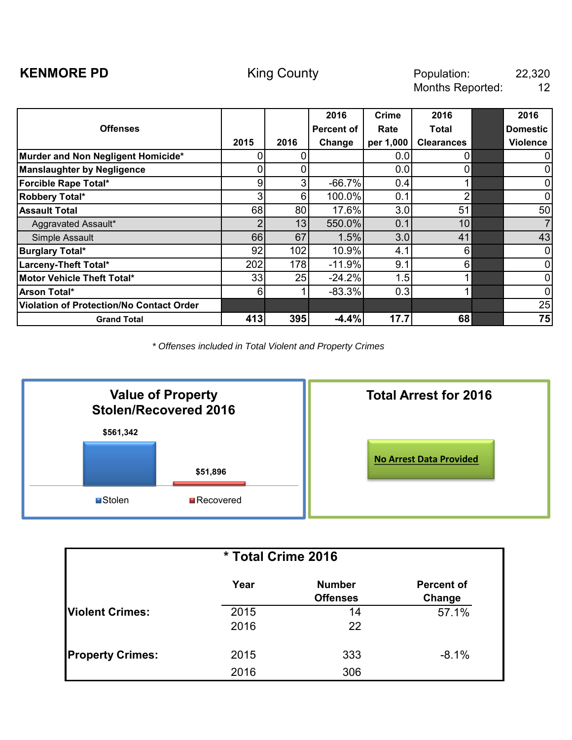**KENMORE PD** | King County | Population: 22,320 | Months Reported: 12

| Offenses | 2015 | 2016 | 2016 Percent of Change | Crime Rate per 1,000 | 2016 Total Clearances | | 2016 Domestic Violence |
|---|---|---|---|---|---|---|---|
| **Murder and Non Negligent Homicide*** | 0 | 0 | | 0.0 | 0 | | 0 |
| **Manslaughter by Negligence** | 0 | 0 | | 0.0 | 0 | | 0 |
| **Forcible Rape Total*** | 9 | 3 | -66.7% | 0.4 | 1 | | 0 |
| **Robbery Total*** | 3 | 6 | 100.0% | 0.1 | 2 | | 0 |
| **Assault Total** | 68 | 80 | 17.6% | 3.0 | 51 | | 50 |
| Aggravated Assault* | 2 | 13 | 550.0% | 0.1 | 10 | | 7 |
| Simple Assault | 66 | 67 | 1.5% | 3.0 | 41 | | 43 |
| **Burglary Total*** | 92 | 102 | 10.9% | 4.1 | 6 | | 0 |
| **Larceny-Theft Total*** | 202 | 178 | -11.9% | 9.1 | 6 | | 0 |
| **Motor Vehicle Theft Total*** | 33 | 25 | -24.2% | 1.5 | 1 | | 0 |
| **Arson Total*** | 6 | 1 | -83.3% | 0.3 | 1 | | 0 |
| **Violation of Protection/No Contact Order** | | | | | | | 25 |
| **Grand Total** | **413** | **395** | **-4.4%** | **17.7** | **68** | | **75** |

*\* Offenses included in Total Violent and Property Crimes*

## Value of Property Stolen/Recovered 2016

- Stolen: $561,342
- Recovered: $51,896

## Total Arrest for 2016

No Arrest Data Provided

## * Total Crime 2016

| | Year | Number Offenses | Percent of Change |
|---|---|---|---|
| **Violent Crimes:** | 2015 | 14 | 57.1% |
| | 2016 | 22 | |
| **Property Crimes:** | 2015 | 333 | -8.1% |
| | 2016 | 306 | |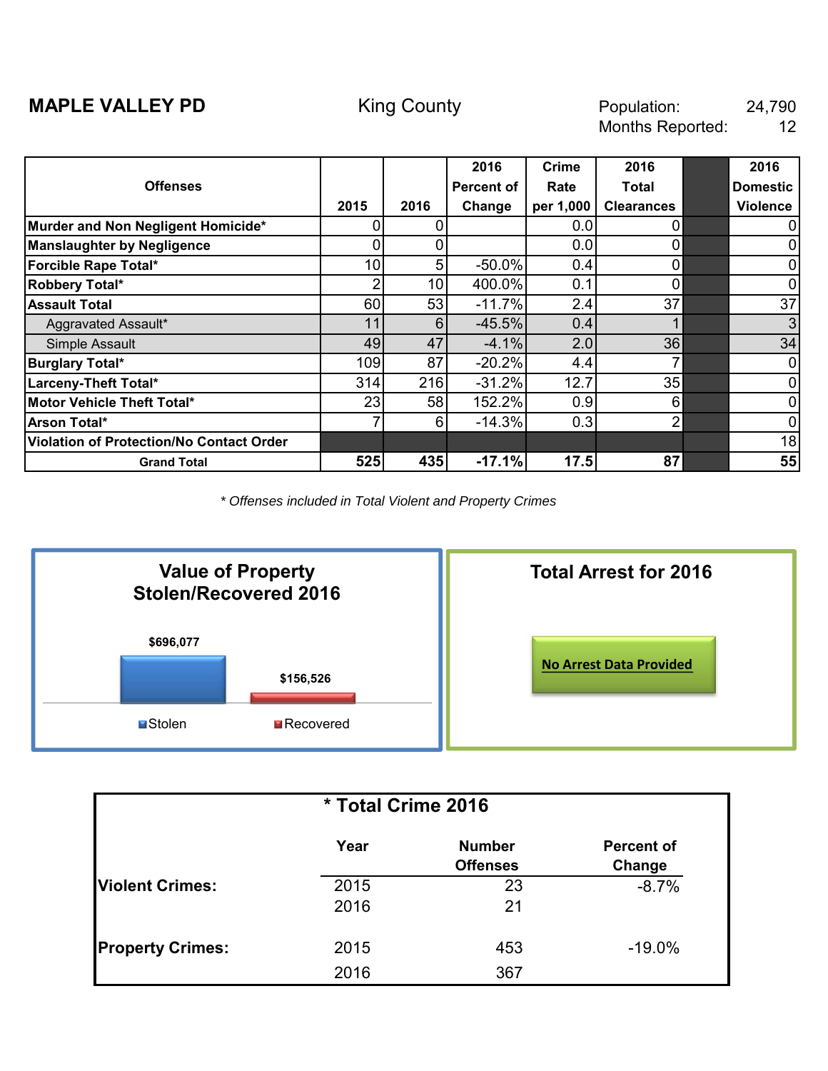**MAPLE VALLEY PD** King County

Population: 24,790
Months Reported: 12

| Offenses | 2015 | 2016 | 2016 Percent of Change | Crime Rate per 1,000 | 2016 Total Clearances | | 2016 Domestic Violence |
|---|---|---|---|---|---|---|---|
| Murder and Non Negligent Homicide* | 0 | 0 | | 0.0 | 0 | | 0 |
| Manslaughter by Negligence | 0 | 0 | | 0.0 | 0 | | 0 |
| Forcible Rape Total* | 10 | 5 | -50.0% | 0.4 | 0 | | 0 |
| Robbery Total* | 2 | 10 | 400.0% | 0.1 | 0 | | 0 |
| Assault Total | 60 | 53 | -11.7% | 2.4 | 37 | | 37 |
| Aggravated Assault* | 11 | 6 | -45.5% | 0.4 | 1 | | 3 |
| Simple Assault | 49 | 47 | -4.1% | 2.0 | 36 | | 34 |
| Burglary Total* | 109 | 87 | -20.2% | 4.4 | 7 | | 0 |
| Larceny-Theft Total* | 314 | 216 | -31.2% | 12.7 | 35 | | 0 |
| Motor Vehicle Theft Total* | 23 | 58 | 152.2% | 0.9 | 6 | | 0 |
| Arson Total* | 7 | 6 | -14.3% | 0.3 | 2 | | 0 |
| Violation of Protection/No Contact Order | | | | | | | 18 |
| **Grand Total** | **525** | **435** | **-17.1%** | **17.5** | **87** | | **55** |

*\* Offenses included in Total Violent and Property Crimes*

**Value of Property Stolen/Recovered 2016**

| Stolen | Recovered |
|---|---|
| $696,077 | $156,526 |

**Total Arrest for 2016**

No Arrest Data Provided

**\* Total Crime 2016**

| | Year | Number Offenses | Percent of Change |
|---|---|---|---|
| **Violent Crimes:** | 2015 | 23 | -8.7% |
| | 2016 | 21 | |
| **Property Crimes:** | 2015 | 453 | -19.0% |
| | 2016 | 367 | |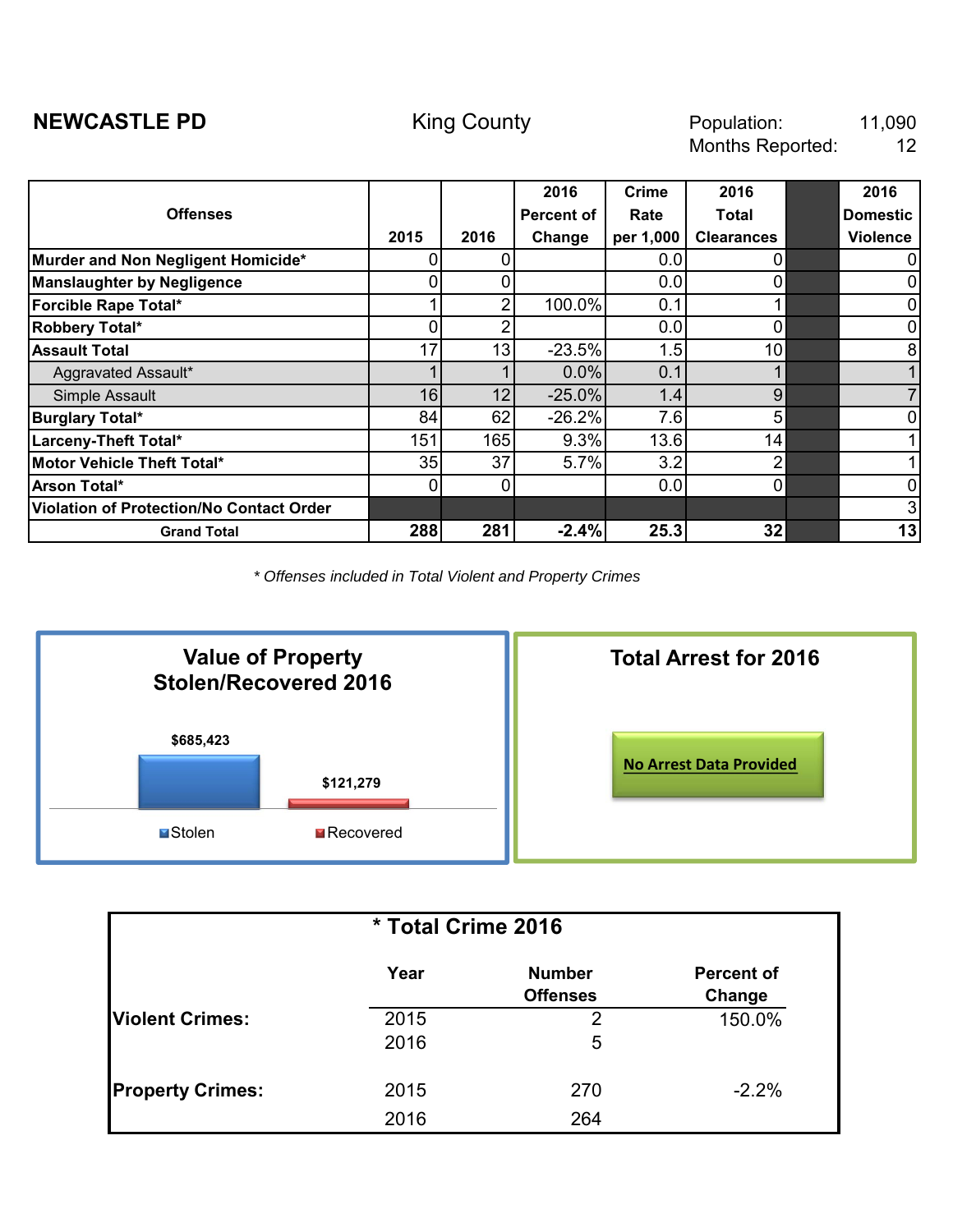**NEWCASTLE PD** King County Population: 11,090
Months Reported: 12

| Offenses | 2015 | 2016 | 2016 Percent of Change | Crime Rate per 1,000 | 2016 Total Clearances | | 2016 Domestic Violence |
|---|---|---|---|---|---|---|---|
| **Murder and Non Negligent Homicide*** | 0 | 0 | | 0.0 | 0 | | 0 |
| **Manslaughter by Negligence** | 0 | 0 | | 0.0 | 0 | | 0 |
| **Forcible Rape Total*** | 1 | 2 | 100.0% | 0.1 | 1 | | 0 |
| **Robbery Total*** | 0 | 2 | | 0.0 | 0 | | 0 |
| **Assault Total** | 17 | 13 | -23.5% | 1.5 | 10 | | 8 |
| Aggravated Assault* | 1 | 1 | 0.0% | 0.1 | 1 | | 1 |
| Simple Assault | 16 | 12 | -25.0% | 1.4 | 9 | | 7 |
| **Burglary Total*** | 84 | 62 | -26.2% | 7.6 | 5 | | 0 |
| **Larceny-Theft Total*** | 151 | 165 | 9.3% | 13.6 | 14 | | 1 |
| **Motor Vehicle Theft Total*** | 35 | 37 | 5.7% | 3.2 | 2 | | 1 |
| **Arson Total*** | 0 | 0 | | 0.0 | 0 | | 0 |
| **Violation of Protection/No Contact Order** | | | | | | | 3 |
| **Grand Total** | **288** | **281** | **-2.4%** | **25.3** | **32** | | **13** |

*\* Offenses included in Total Violent and Property Crimes*

## Value of Property Stolen/Recovered 2016

| Stolen | Recovered |
|---|---|
| $685,423 | $121,279 |

## Total Arrest for 2016

**No Arrest Data Provided**

## * Total Crime 2016

| | Year | Number Offenses | Percent of Change |
|---|---|---|---|
| **Violent Crimes:** | 2015 | 2 | 150.0% |
| | 2016 | 5 | |
| **Property Crimes:** | 2015 | 270 | -2.2% |
| | 2016 | 264 | |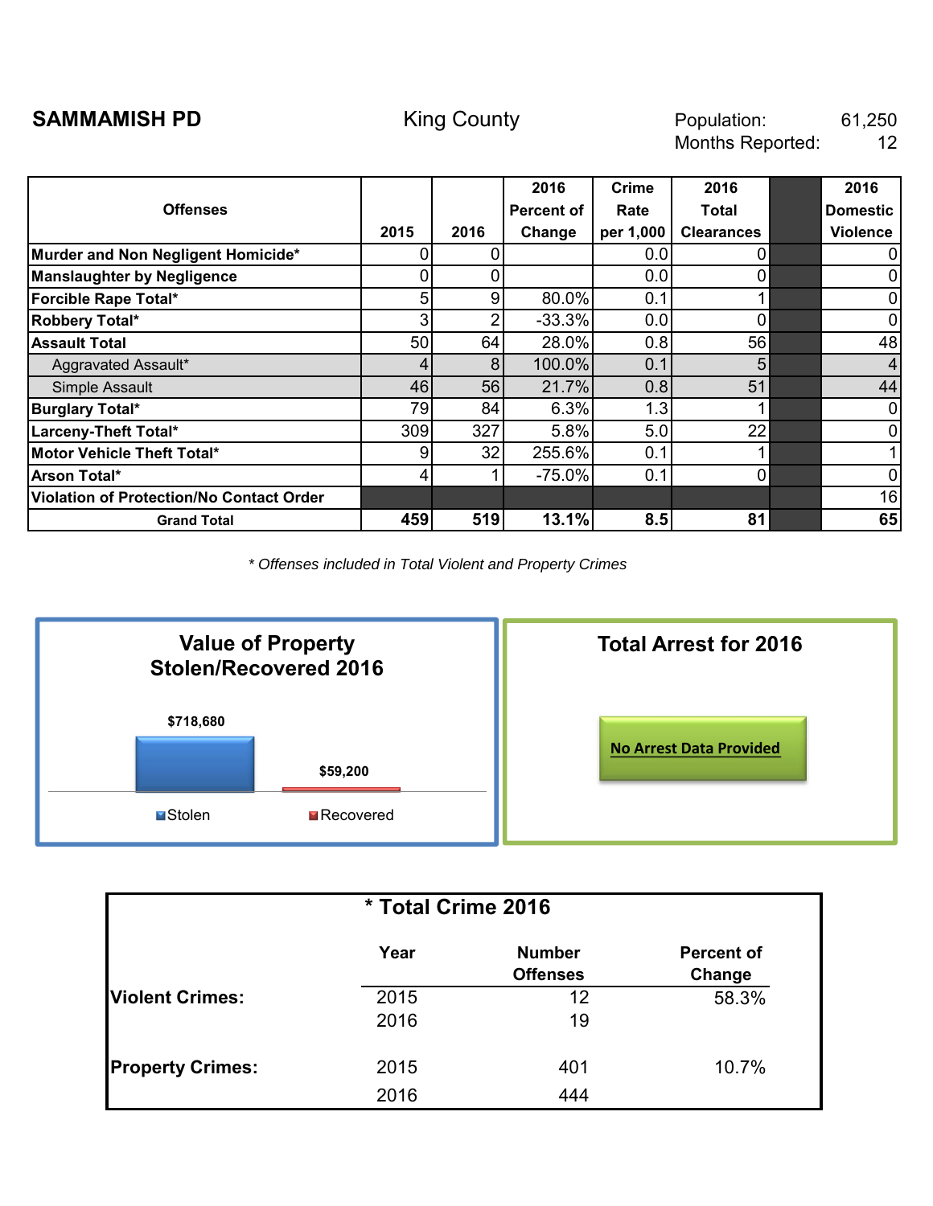**SAMMAMISH PD** | King County | Population: 61,250 | Months Reported: 12

| Offenses | 2015 | 2016 | 2016 Percent of Change | Crime Rate per 1,000 | 2016 Total Clearances | | 2016 Domestic Violence |
|---|---|---|---|---|---|---|---|
| **Murder and Non Negligent Homicide*** | 0 | 0 | | 0.0 | 0 | | 0 |
| **Manslaughter by Negligence** | 0 | 0 | | 0.0 | 0 | | 0 |
| **Forcible Rape Total*** | 5 | 9 | 80.0% | 0.1 | 1 | | 0 |
| **Robbery Total*** | 3 | 2 | -33.3% | 0.0 | 0 | | 0 |
| **Assault Total** | 50 | 64 | 28.0% | 0.8 | 56 | | 48 |
| Aggravated Assault* | 4 | 8 | 100.0% | 0.1 | 5 | | 4 |
| Simple Assault | 46 | 56 | 21.7% | 0.8 | 51 | | 44 |
| **Burglary Total*** | 79 | 84 | 6.3% | 1.3 | 1 | | 0 |
| **Larceny-Theft Total*** | 309 | 327 | 5.8% | 5.0 | 22 | | 0 |
| **Motor Vehicle Theft Total*** | 9 | 32 | 255.6% | 0.1 | 1 | | 1 |
| **Arson Total*** | 4 | 1 | -75.0% | 0.1 | 0 | | 0 |
| **Violation of Protection/No Contact Order** | | | | | | | 16 |
| **Grand Total** | **459** | **519** | **13.1%** | **8.5** | **81** | | **65** |

*\* Offenses included in Total Violent and Property Crimes*

## Value of Property Stolen/Recovered 2016

- Stolen: $718,680
- Recovered: $59,200

## Total Arrest for 2016

No Arrest Data Provided

## * Total Crime 2016

| | Year | Number Offenses | Percent of Change |
|---|---|---|---|
| **Violent Crimes:** | 2015 | 12 | 58.3% |
| | 2016 | 19 | |
| **Property Crimes:** | 2015 | 401 | 10.7% |
| | 2016 | 444 | |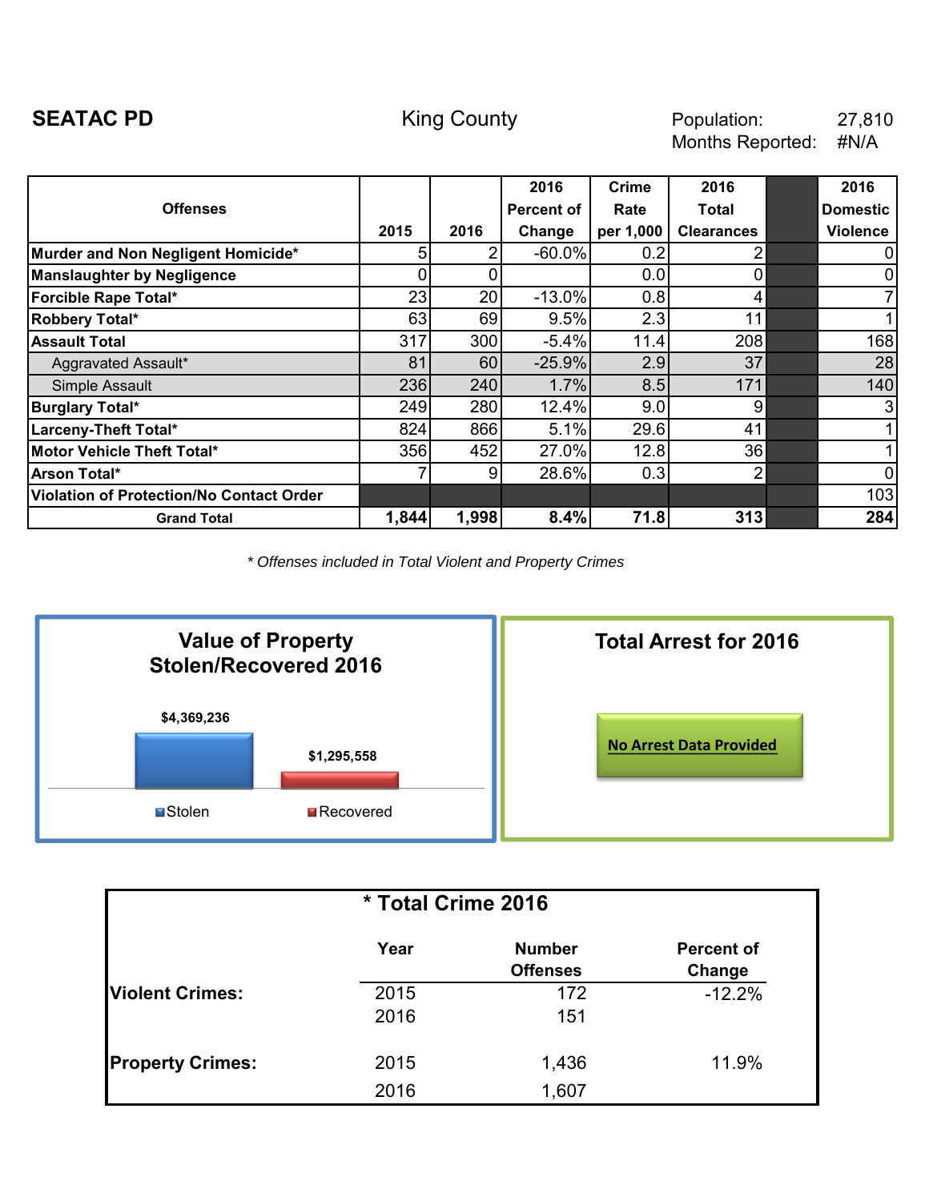**SEATAC PD** King County Population: 27,810
Months Reported: #N/A

| Offenses | 2015 | 2016 | 2016 Percent of Change | Crime Rate per 1,000 | 2016 Total Clearances | | 2016 Domestic Violence |
|---|---|---|---|---|---|---|---|
| Murder and Non Negligent Homicide* | 5 | 2 | -60.0% | 0.2 | 2 | | 0 |
| Manslaughter by Negligence | 0 | 0 | | 0.0 | 0 | | 0 |
| Forcible Rape Total* | 23 | 20 | -13.0% | 0.8 | 4 | | 7 |
| Robbery Total* | 63 | 69 | 9.5% | 2.3 | 11 | | 1 |
| Assault Total | 317 | 300 | -5.4% | 11.4 | 208 | | 168 |
| Aggravated Assault* | 81 | 60 | -25.9% | 2.9 | 37 | | 28 |
| Simple Assault | 236 | 240 | 1.7% | 8.5 | 171 | | 140 |
| Burglary Total* | 249 | 280 | 12.4% | 9.0 | 9 | | 3 |
| Larceny-Theft Total* | 824 | 866 | 5.1% | 29.6 | 41 | | 1 |
| Motor Vehicle Theft Total* | 356 | 452 | 27.0% | 12.8 | 36 | | 1 |
| Arson Total* | 7 | 9 | 28.6% | 0.3 | 2 | | 0 |
| Violation of Protection/No Contact Order | | | | | | | 103 |
| Grand Total | 1,844 | 1,998 | 8.4% | 71.8 | 313 | | 284 |

*\* Offenses included in Total Violent and Property Crimes*

## Value of Property Stolen/Recovered 2016

| Stolen | Recovered |
|---|---|
| $4,369,236 | $1,295,558 |

## Total Arrest for 2016

No Arrest Data Provided

## * Total Crime 2016

| | Year | Number Offenses | Percent of Change |
|---|---|---|---|
| Violent Crimes: | 2015 | 172 | -12.2% |
| | 2016 | 151 | |
| Property Crimes: | 2015 | 1,436 | 11.9% |
| | 2016 | 1,607 | |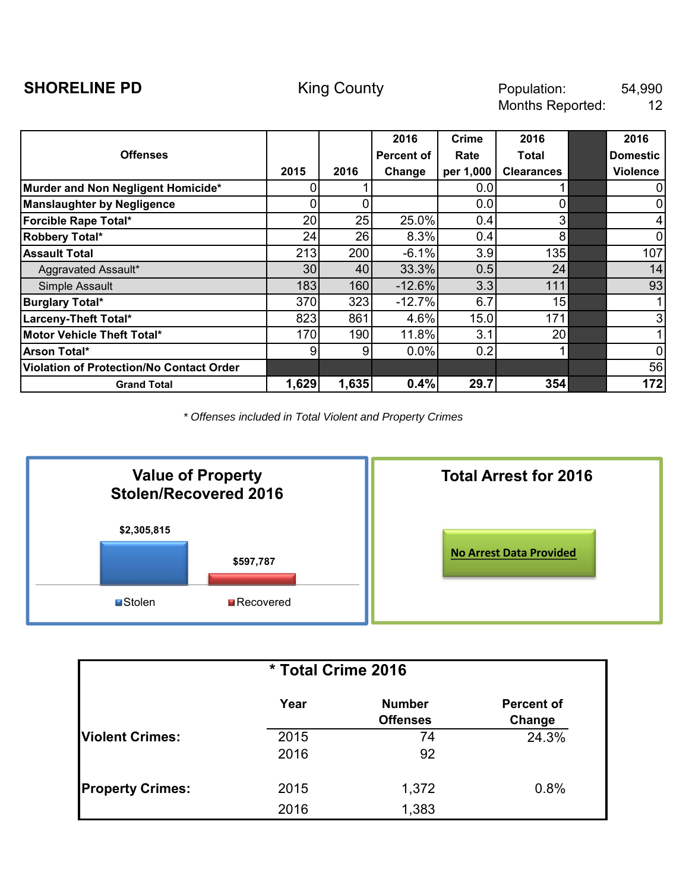**SHORELINE PD** King County

Population: 54,990
Months Reported: 12

| Offenses | 2015 | 2016 | 2016 Percent of Change | Crime Rate per 1,000 | 2016 Total Clearances | | 2016 Domestic Violence |
|---|---|---|---|---|---|---|---|
| **Murder and Non Negligent Homicide*** | 0 | 1 | | 0.0 | 1 | | 0 |
| **Manslaughter by Negligence** | 0 | 0 | | 0.0 | 0 | | 0 |
| **Forcible Rape Total*** | 20 | 25 | 25.0% | 0.4 | 3 | | 4 |
| **Robbery Total*** | 24 | 26 | 8.3% | 0.4 | 8 | | 0 |
| **Assault Total** | 213 | 200 | -6.1% | 3.9 | 135 | | 107 |
| Aggravated Assault* | 30 | 40 | 33.3% | 0.5 | 24 | | 14 |
| Simple Assault | 183 | 160 | -12.6% | 3.3 | 111 | | 93 |
| **Burglary Total*** | 370 | 323 | -12.7% | 6.7 | 15 | | 1 |
| **Larceny-Theft Total*** | 823 | 861 | 4.6% | 15.0 | 171 | | 3 |
| **Motor Vehicle Theft Total*** | 170 | 190 | 11.8% | 3.1 | 20 | | 1 |
| **Arson Total*** | 9 | 9 | 0.0% | 0.2 | 1 | | 0 |
| **Violation of Protection/No Contact Order** | | | | | | | 56 |
| **Grand Total** | **1,629** | **1,635** | **0.4%** | **29.7** | **354** | | **172** |

*\* Offenses included in Total Violent and Property Crimes*

## Value of Property Stolen/Recovered 2016

| Stolen | Recovered |
|---|---|
| $2,305,815 | $597,787 |

## Total Arrest for 2016

No Arrest Data Provided

## * Total Crime 2016

| | Year | Number Offenses | Percent of Change |
|---|---|---|---|
| **Violent Crimes:** | 2015 | 74 | 24.3% |
| | 2016 | 92 | |
| **Property Crimes:** | 2015 | 1,372 | 0.8% |
| | 2016 | 1,383 | |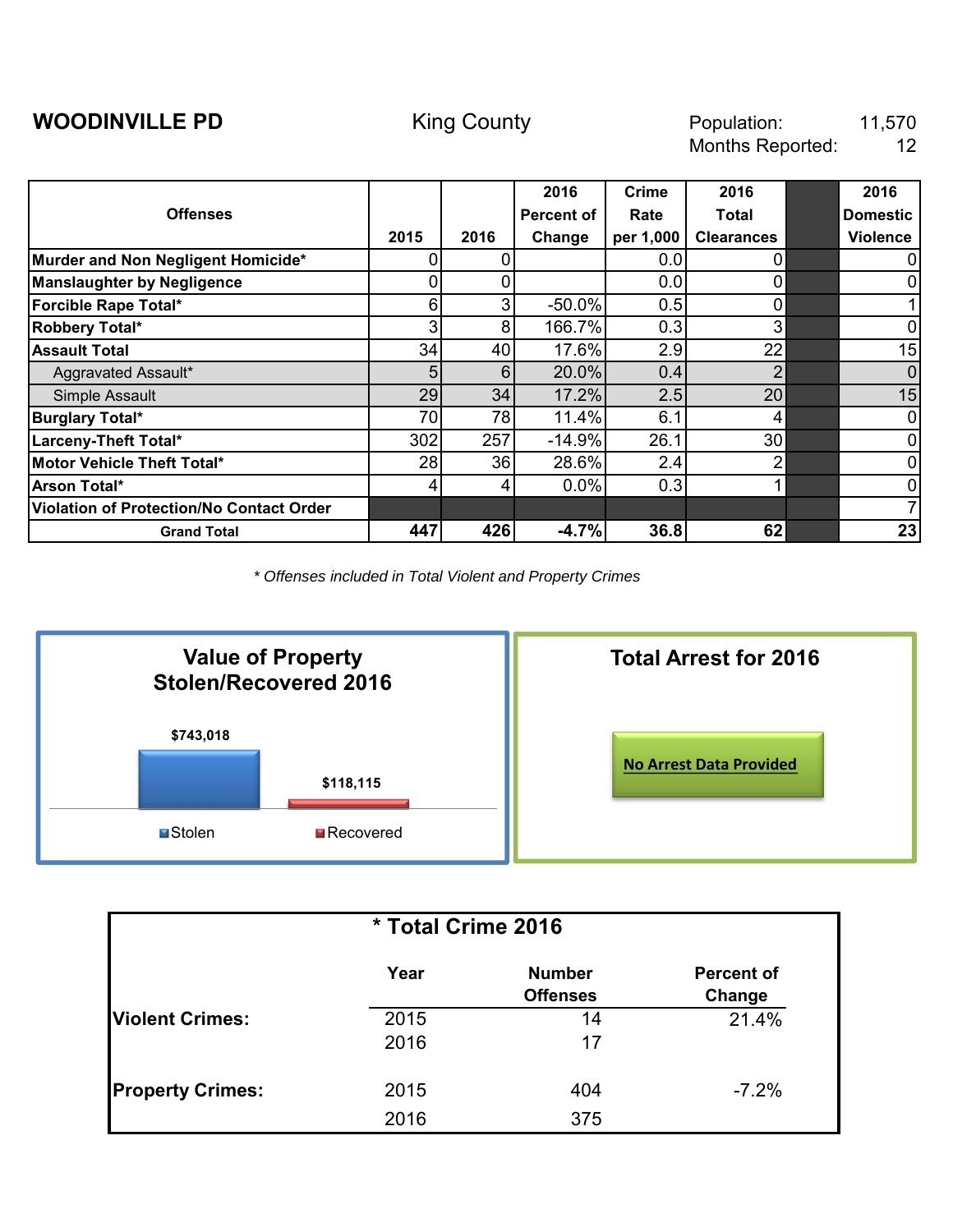**WOODINVILLE PD** King County Population: 11,570
Months Reported: 12

| Offenses | 2015 | 2016 | 2016 Percent of Change | Crime Rate per 1,000 | 2016 Total Clearances | | 2016 Domestic Violence |
|---|---|---|---|---|---|---|---|
| Murder and Non Negligent Homicide* | 0 | 0 | | 0.0 | 0 | | 0 |
| Manslaughter by Negligence | 0 | 0 | | 0.0 | 0 | | 0 |
| Forcible Rape Total* | 6 | 3 | -50.0% | 0.5 | 0 | | 1 |
| Robbery Total* | 3 | 8 | 166.7% | 0.3 | 3 | | 0 |
| Assault Total | 34 | 40 | 17.6% | 2.9 | 22 | | 15 |
| Aggravated Assault* | 5 | 6 | 20.0% | 0.4 | 2 | | 0 |
| Simple Assault | 29 | 34 | 17.2% | 2.5 | 20 | | 15 |
| Burglary Total* | 70 | 78 | 11.4% | 6.1 | 4 | | 0 |
| Larceny-Theft Total* | 302 | 257 | -14.9% | 26.1 | 30 | | 0 |
| Motor Vehicle Theft Total* | 28 | 36 | 28.6% | 2.4 | 2 | | 0 |
| Arson Total* | 4 | 4 | 0.0% | 0.3 | 1 | | 0 |
| Violation of Protection/No Contact Order | | | | | | | 7 |
| **Grand Total** | **447** | **426** | **-4.7%** | **36.8** | **62** | | **23** |

*\* Offenses included in Total Violent and Property Crimes*

## Value of Property Stolen/Recovered 2016

$743,018

$118,115

Stolen

Recovered

## Total Arrest for 2016

No Arrest Data Provided

## * Total Crime 2016

| | Year | Number Offenses | Percent of Change |
|---|---|---|---|
| **Violent Crimes:** | 2015 | 14 | 21.4% |
| | 2016 | 17 | |
| **Property Crimes:** | 2015 | 404 | -7.2% |
| | 2016 | 375 | |